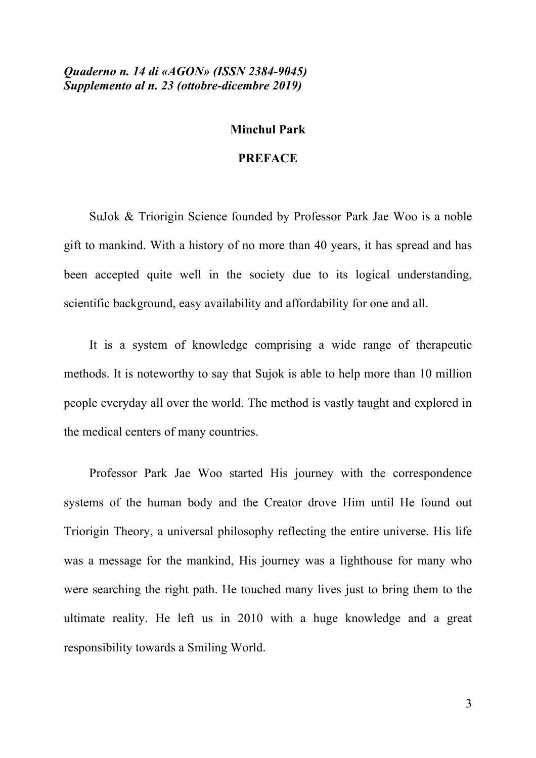*Quaderno n. 14 di «AGON» (ISSN 2384-9045)*
*Supplemento al n. 23 (ottobre-dicembre 2019)*

**Minchul Park**

# PREFACE

SuJok & Triorigin Science founded by Professor Park Jae Woo is a noble gift to mankind. With a history of no more than 40 years, it has spread and has been accepted quite well in the society due to its logical understanding, scientific background, easy availability and affordability for one and all.

It is a system of knowledge comprising a wide range of therapeutic methods. It is noteworthy to say that Sujok is able to help more than 10 million people everyday all over the world. The method is vastly taught and explored in the medical centers of many countries.

Professor Park Jae Woo started His journey with the correspondence systems of the human body and the Creator drove Him until He found out Triorigin Theory, a universal philosophy reflecting the entire universe. His life was a message for the mankind, His journey was a lighthouse for many who were searching the right path. He touched many lives just to bring them to the ultimate reality. He left us in 2010 with a huge knowledge and a great responsibility towards a Smiling World.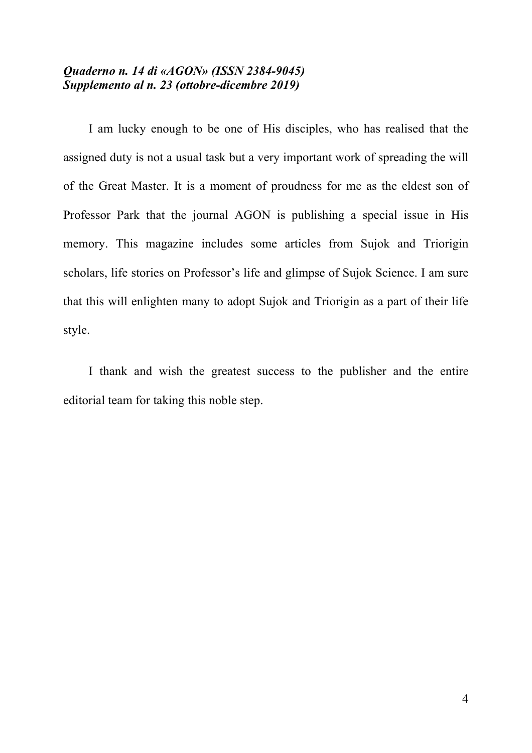I am lucky enough to be one of His disciples, who has realised that the assigned duty is not a usual task but a very important work of spreading the will of the Great Master. It is a moment of proudness for me as the eldest son of Professor Park that the journal AGON is publishing a special issue in His memory. This magazine includes some articles from Sujok and Triorigin scholars, life stories on Professor's life and glimpse of Sujok Science. I am sure that this will enlighten many to adopt Sujok and Triorigin as a part of their life style.

I thank and wish the greatest success to the publisher and the entire editorial team for taking this noble step.